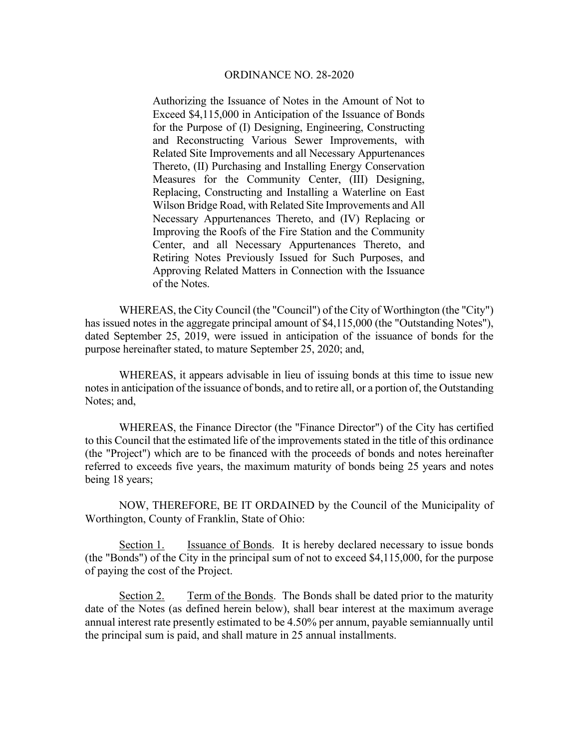# ORDINANCE NO. 28-2020

Authorizing the Issuance of Notes in the Amount of Not to Exceed $4,115,000 in Anticipation of the Issuance of Bonds for the Purpose of (I) Designing, Engineering, Constructing and Reconstructing Various Sewer Improvements, with Related Site Improvements and all Necessary Appurtenances Thereto, (II) Purchasing and Installing Energy Conservation Measures for the Community Center, (III) Designing, Replacing, Constructing and Installing a Waterline on East Wilson Bridge Road, with Related Site Improvements and All Necessary Appurtenances Thereto, and (IV) Replacing or Improving the Roofs of the Fire Station and the Community Center, and all Necessary Appurtenances Thereto, and Retiring Notes Previously Issued for Such Purposes, and Approving Related Matters in Connection with the Issuance of the Notes.

WHEREAS, the City Council (the "Council") of the City of Worthington (the "City") has issued notes in the aggregate principal amount of $4,115,000 (the "Outstanding Notes"), dated September 25, 2019, were issued in anticipation of the issuance of bonds for the purpose hereinafter stated, to mature September 25, 2020; and,

WHEREAS, it appears advisable in lieu of issuing bonds at this time to issue new notes in anticipation of the issuance of bonds, and to retire all, or a portion of, the Outstanding Notes; and,

WHEREAS, the Finance Director (the "Finance Director") of the City has certified to this Council that the estimated life of the improvements stated in the title of this ordinance (the "Project") which are to be financed with the proceeds of bonds and notes hereinafter referred to exceeds five years, the maximum maturity of bonds being 25 years and notes being 18 years;

NOW, THEREFORE, BE IT ORDAINED by the Council of the Municipality of Worthington, County of Franklin, State of Ohio:

Section 1. Issuance of Bonds. It is hereby declared necessary to issue bonds (the "Bonds") of the City in the principal sum of not to exceed $4,115,000, for the purpose of paying the cost of the Project.

Section 2. Term of the Bonds. The Bonds shall be dated prior to the maturity date of the Notes (as defined herein below), shall bear interest at the maximum average annual interest rate presently estimated to be 4.50% per annum, payable semiannually until the principal sum is paid, and shall mature in 25 annual installments.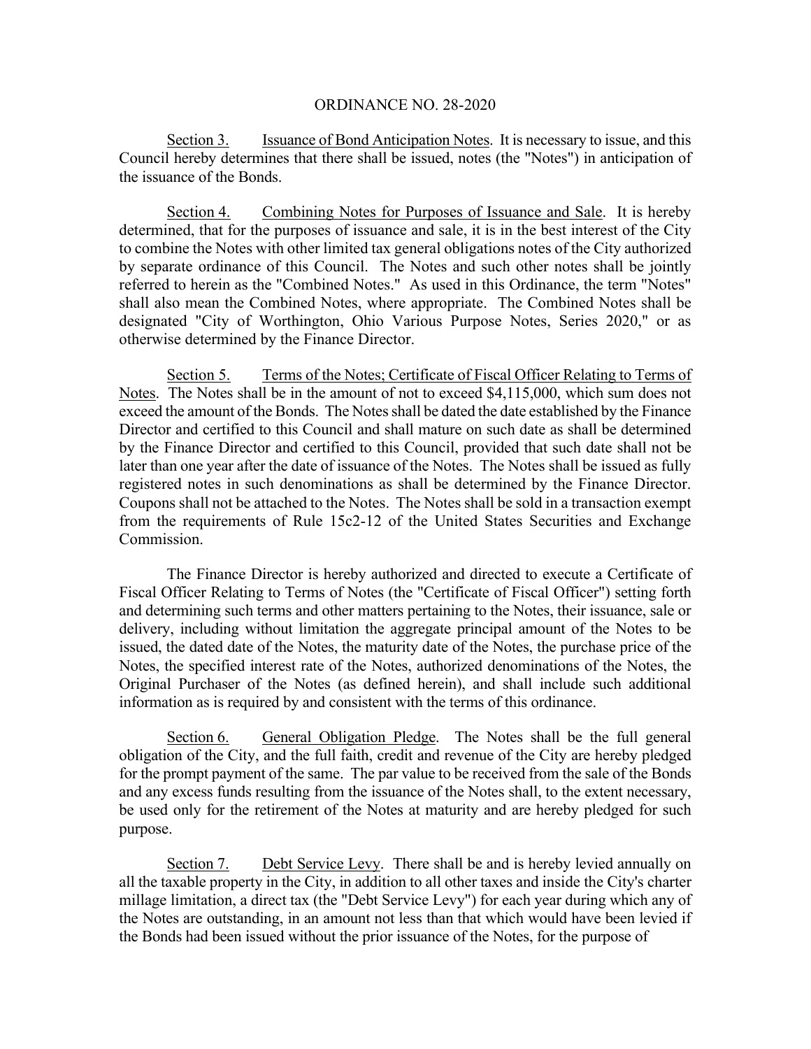ORDINANCE NO. 28-2020

<u>Section 3.</u> <u>Issuance of Bond Anticipation Notes</u>. It is necessary to issue, and this Council hereby determines that there shall be issued, notes (the "Notes") in anticipation of the issuance of the Bonds.

<u>Section 4.</u> <u>Combining Notes for Purposes of Issuance and Sale</u>. It is hereby determined, that for the purposes of issuance and sale, it is in the best interest of the City to combine the Notes with other limited tax general obligations notes of the City authorized by separate ordinance of this Council. The Notes and such other notes shall be jointly referred to herein as the "Combined Notes." As used in this Ordinance, the term "Notes" shall also mean the Combined Notes, where appropriate. The Combined Notes shall be designated "City of Worthington, Ohio Various Purpose Notes, Series 2020," or as otherwise determined by the Finance Director.

<u>Section 5.</u> <u>Terms of the Notes; Certificate of Fiscal Officer Relating to Terms of Notes</u>. The Notes shall be in the amount of not to exceed $4,115,000, which sum does not exceed the amount of the Bonds. The Notes shall be dated the date established by the Finance Director and certified to this Council and shall mature on such date as shall be determined by the Finance Director and certified to this Council, provided that such date shall not be later than one year after the date of issuance of the Notes. The Notes shall be issued as fully registered notes in such denominations as shall be determined by the Finance Director. Coupons shall not be attached to the Notes. The Notes shall be sold in a transaction exempt from the requirements of Rule 15c2-12 of the United States Securities and Exchange Commission.

The Finance Director is hereby authorized and directed to execute a Certificate of Fiscal Officer Relating to Terms of Notes (the "Certificate of Fiscal Officer") setting forth and determining such terms and other matters pertaining to the Notes, their issuance, sale or delivery, including without limitation the aggregate principal amount of the Notes to be issued, the dated date of the Notes, the maturity date of the Notes, the purchase price of the Notes, the specified interest rate of the Notes, authorized denominations of the Notes, the Original Purchaser of the Notes (as defined herein), and shall include such additional information as is required by and consistent with the terms of this ordinance.

<u>Section 6.</u> <u>General Obligation Pledge</u>. The Notes shall be the full general obligation of the City, and the full faith, credit and revenue of the City are hereby pledged for the prompt payment of the same. The par value to be received from the sale of the Bonds and any excess funds resulting from the issuance of the Notes shall, to the extent necessary, be used only for the retirement of the Notes at maturity and are hereby pledged for such purpose.

<u>Section 7.</u> <u>Debt Service Levy</u>. There shall be and is hereby levied annually on all the taxable property in the City, in addition to all other taxes and inside the City's charter millage limitation, a direct tax (the "Debt Service Levy") for each year during which any of the Notes are outstanding, in an amount not less than that which would have been levied if the Bonds had been issued without the prior issuance of the Notes, for the purpose of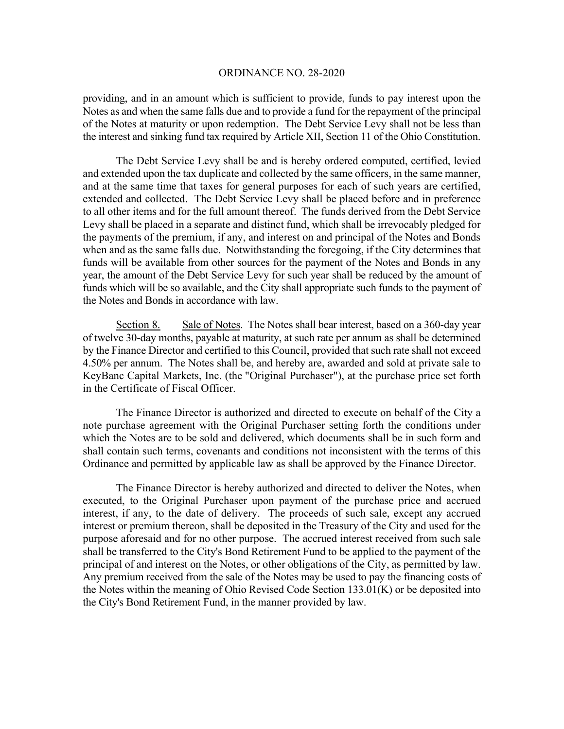providing, and in an amount which is sufficient to provide, funds to pay interest upon the Notes as and when the same falls due and to provide a fund for the repayment of the principal of the Notes at maturity or upon redemption. The Debt Service Levy shall not be less than the interest and sinking fund tax required by Article XII, Section 11 of the Ohio Constitution.

The Debt Service Levy shall be and is hereby ordered computed, certified, levied and extended upon the tax duplicate and collected by the same officers, in the same manner, and at the same time that taxes for general purposes for each of such years are certified, extended and collected. The Debt Service Levy shall be placed before and in preference to all other items and for the full amount thereof. The funds derived from the Debt Service Levy shall be placed in a separate and distinct fund, which shall be irrevocably pledged for the payments of the premium, if any, and interest on and principal of the Notes and Bonds when and as the same falls due. Notwithstanding the foregoing, if the City determines that funds will be available from other sources for the payment of the Notes and Bonds in any year, the amount of the Debt Service Levy for such year shall be reduced by the amount of funds which will be so available, and the City shall appropriate such funds to the payment of the Notes and Bonds in accordance with law.

Section 8. Sale of Notes. The Notes shall bear interest, based on a 360-day year of twelve 30-day months, payable at maturity, at such rate per annum as shall be determined by the Finance Director and certified to this Council, provided that such rate shall not exceed 4.50% per annum. The Notes shall be, and hereby are, awarded and sold at private sale to KeyBanc Capital Markets, Inc. (the "Original Purchaser"), at the purchase price set forth in the Certificate of Fiscal Officer.

The Finance Director is authorized and directed to execute on behalf of the City a note purchase agreement with the Original Purchaser setting forth the conditions under which the Notes are to be sold and delivered, which documents shall be in such form and shall contain such terms, covenants and conditions not inconsistent with the terms of this Ordinance and permitted by applicable law as shall be approved by the Finance Director.

The Finance Director is hereby authorized and directed to deliver the Notes, when executed, to the Original Purchaser upon payment of the purchase price and accrued interest, if any, to the date of delivery. The proceeds of such sale, except any accrued interest or premium thereon, shall be deposited in the Treasury of the City and used for the purpose aforesaid and for no other purpose. The accrued interest received from such sale shall be transferred to the City's Bond Retirement Fund to be applied to the payment of the principal of and interest on the Notes, or other obligations of the City, as permitted by law. Any premium received from the sale of the Notes may be used to pay the financing costs of the Notes within the meaning of Ohio Revised Code Section 133.01(K) or be deposited into the City's Bond Retirement Fund, in the manner provided by law.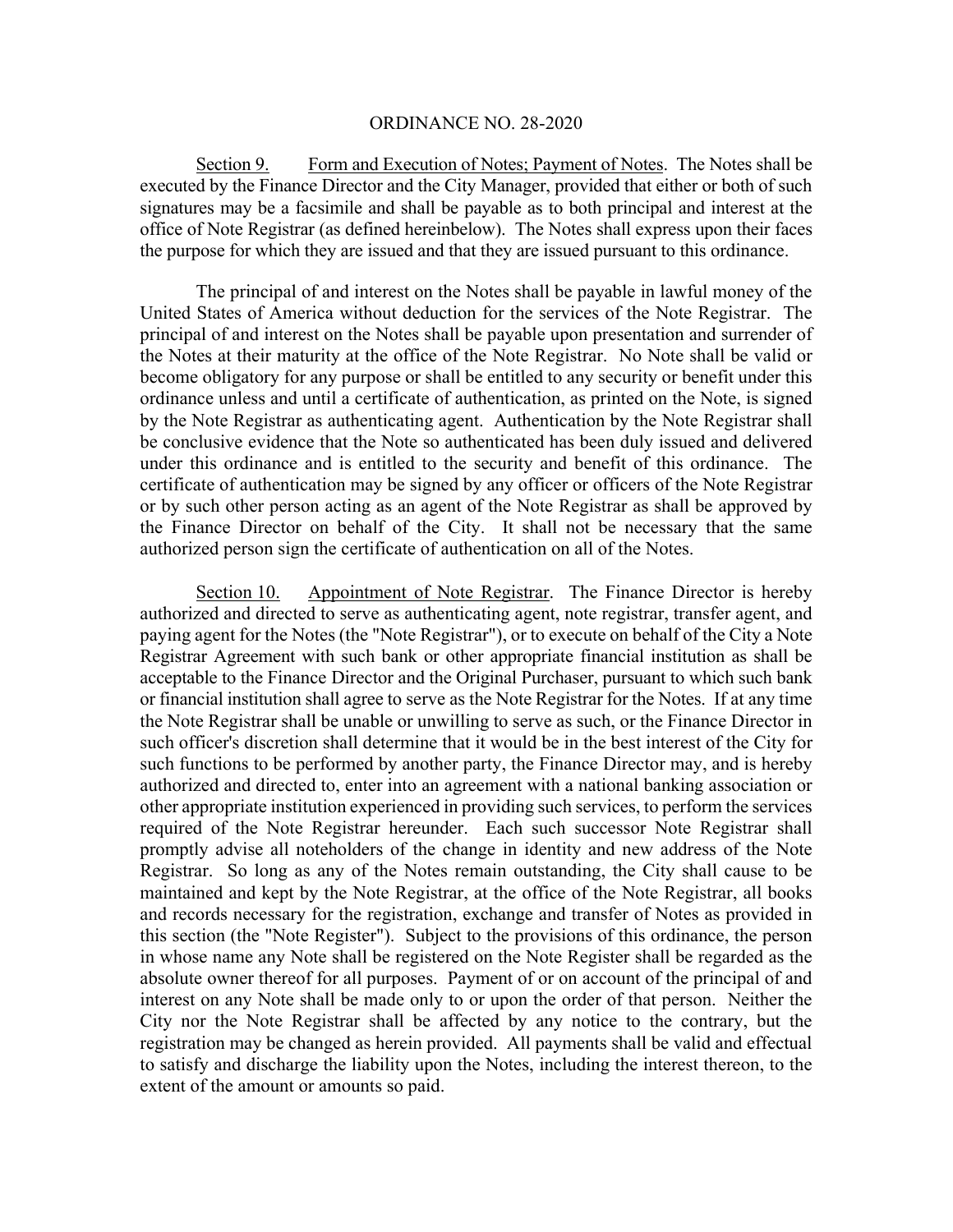Section 9. Form and Execution of Notes; Payment of Notes. The Notes shall be executed by the Finance Director and the City Manager, provided that either or both of such signatures may be a facsimile and shall be payable as to both principal and interest at the office of Note Registrar (as defined hereinbelow). The Notes shall express upon their faces the purpose for which they are issued and that they are issued pursuant to this ordinance.

The principal of and interest on the Notes shall be payable in lawful money of the United States of America without deduction for the services of the Note Registrar. The principal of and interest on the Notes shall be payable upon presentation and surrender of the Notes at their maturity at the office of the Note Registrar. No Note shall be valid or become obligatory for any purpose or shall be entitled to any security or benefit under this ordinance unless and until a certificate of authentication, as printed on the Note, is signed by the Note Registrar as authenticating agent. Authentication by the Note Registrar shall be conclusive evidence that the Note so authenticated has been duly issued and delivered under this ordinance and is entitled to the security and benefit of this ordinance. The certificate of authentication may be signed by any officer or officers of the Note Registrar or by such other person acting as an agent of the Note Registrar as shall be approved by the Finance Director on behalf of the City. It shall not be necessary that the same authorized person sign the certificate of authentication on all of the Notes.

Section 10. Appointment of Note Registrar. The Finance Director is hereby authorized and directed to serve as authenticating agent, note registrar, transfer agent, and paying agent for the Notes (the "Note Registrar"), or to execute on behalf of the City a Note Registrar Agreement with such bank or other appropriate financial institution as shall be acceptable to the Finance Director and the Original Purchaser, pursuant to which such bank or financial institution shall agree to serve as the Note Registrar for the Notes. If at any time the Note Registrar shall be unable or unwilling to serve as such, or the Finance Director in such officer's discretion shall determine that it would be in the best interest of the City for such functions to be performed by another party, the Finance Director may, and is hereby authorized and directed to, enter into an agreement with a national banking association or other appropriate institution experienced in providing such services, to perform the services required of the Note Registrar hereunder. Each such successor Note Registrar shall promptly advise all noteholders of the change in identity and new address of the Note Registrar. So long as any of the Notes remain outstanding, the City shall cause to be maintained and kept by the Note Registrar, at the office of the Note Registrar, all books and records necessary for the registration, exchange and transfer of Notes as provided in this section (the "Note Register"). Subject to the provisions of this ordinance, the person in whose name any Note shall be registered on the Note Register shall be regarded as the absolute owner thereof for all purposes. Payment of or on account of the principal of and interest on any Note shall be made only to or upon the order of that person. Neither the City nor the Note Registrar shall be affected by any notice to the contrary, but the registration may be changed as herein provided. All payments shall be valid and effectual to satisfy and discharge the liability upon the Notes, including the interest thereon, to the extent of the amount or amounts so paid.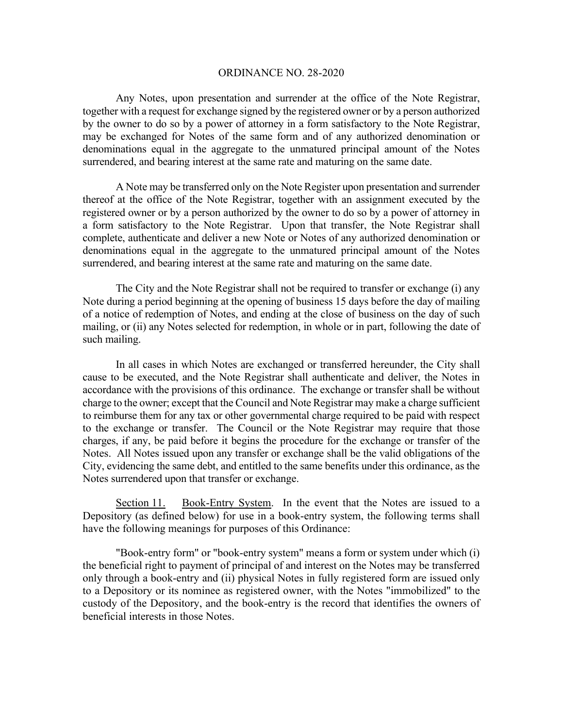Any Notes, upon presentation and surrender at the office of the Note Registrar, together with a request for exchange signed by the registered owner or by a person authorized by the owner to do so by a power of attorney in a form satisfactory to the Note Registrar, may be exchanged for Notes of the same form and of any authorized denomination or denominations equal in the aggregate to the unmatured principal amount of the Notes surrendered, and bearing interest at the same rate and maturing on the same date.

A Note may be transferred only on the Note Register upon presentation and surrender thereof at the office of the Note Registrar, together with an assignment executed by the registered owner or by a person authorized by the owner to do so by a power of attorney in a form satisfactory to the Note Registrar. Upon that transfer, the Note Registrar shall complete, authenticate and deliver a new Note or Notes of any authorized denomination or denominations equal in the aggregate to the unmatured principal amount of the Notes surrendered, and bearing interest at the same rate and maturing on the same date.

The City and the Note Registrar shall not be required to transfer or exchange (i) any Note during a period beginning at the opening of business 15 days before the day of mailing of a notice of redemption of Notes, and ending at the close of business on the day of such mailing, or (ii) any Notes selected for redemption, in whole or in part, following the date of such mailing.

In all cases in which Notes are exchanged or transferred hereunder, the City shall cause to be executed, and the Note Registrar shall authenticate and deliver, the Notes in accordance with the provisions of this ordinance. The exchange or transfer shall be without charge to the owner; except that the Council and Note Registrar may make a charge sufficient to reimburse them for any tax or other governmental charge required to be paid with respect to the exchange or transfer. The Council or the Note Registrar may require that those charges, if any, be paid before it begins the procedure for the exchange or transfer of the Notes. All Notes issued upon any transfer or exchange shall be the valid obligations of the City, evidencing the same debt, and entitled to the same benefits under this ordinance, as the Notes surrendered upon that transfer or exchange.

Section 11. Book-Entry System. In the event that the Notes are issued to a Depository (as defined below) for use in a book-entry system, the following terms shall have the following meanings for purposes of this Ordinance:

"Book-entry form" or "book-entry system" means a form or system under which (i) the beneficial right to payment of principal of and interest on the Notes may be transferred only through a book-entry and (ii) physical Notes in fully registered form are issued only to a Depository or its nominee as registered owner, with the Notes "immobilized" to the custody of the Depository, and the book-entry is the record that identifies the owners of beneficial interests in those Notes.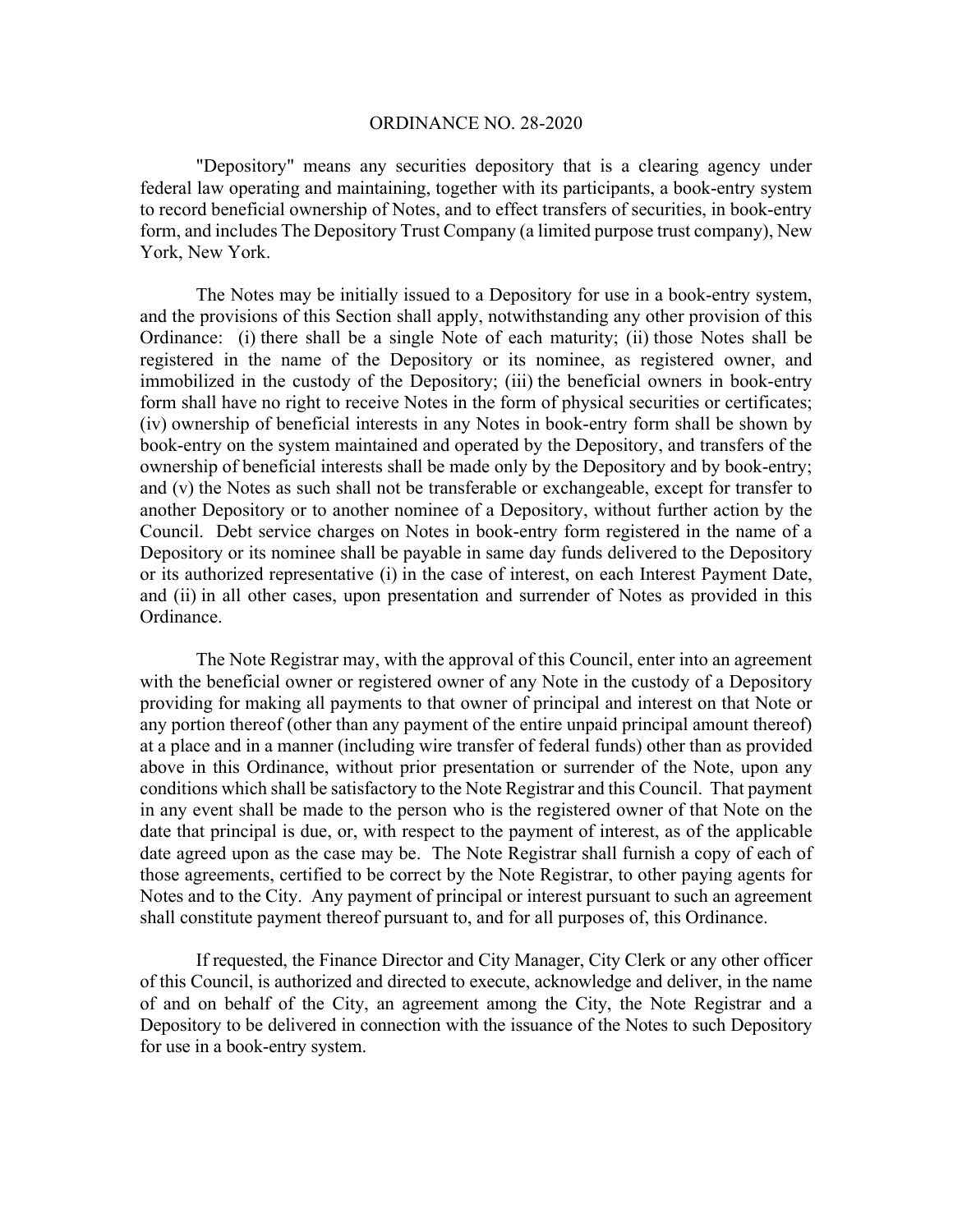"Depository" means any securities depository that is a clearing agency under federal law operating and maintaining, together with its participants, a book-entry system to record beneficial ownership of Notes, and to effect transfers of securities, in book-entry form, and includes The Depository Trust Company (a limited purpose trust company), New York, New York.

The Notes may be initially issued to a Depository for use in a book-entry system, and the provisions of this Section shall apply, notwithstanding any other provision of this Ordinance: (i) there shall be a single Note of each maturity; (ii) those Notes shall be registered in the name of the Depository or its nominee, as registered owner, and immobilized in the custody of the Depository; (iii) the beneficial owners in book-entry form shall have no right to receive Notes in the form of physical securities or certificates; (iv) ownership of beneficial interests in any Notes in book-entry form shall be shown by book-entry on the system maintained and operated by the Depository, and transfers of the ownership of beneficial interests shall be made only by the Depository and by book-entry; and (v) the Notes as such shall not be transferable or exchangeable, except for transfer to another Depository or to another nominee of a Depository, without further action by the Council. Debt service charges on Notes in book-entry form registered in the name of a Depository or its nominee shall be payable in same day funds delivered to the Depository or its authorized representative (i) in the case of interest, on each Interest Payment Date, and (ii) in all other cases, upon presentation and surrender of Notes as provided in this Ordinance.

The Note Registrar may, with the approval of this Council, enter into an agreement with the beneficial owner or registered owner of any Note in the custody of a Depository providing for making all payments to that owner of principal and interest on that Note or any portion thereof (other than any payment of the entire unpaid principal amount thereof) at a place and in a manner (including wire transfer of federal funds) other than as provided above in this Ordinance, without prior presentation or surrender of the Note, upon any conditions which shall be satisfactory to the Note Registrar and this Council. That payment in any event shall be made to the person who is the registered owner of that Note on the date that principal is due, or, with respect to the payment of interest, as of the applicable date agreed upon as the case may be. The Note Registrar shall furnish a copy of each of those agreements, certified to be correct by the Note Registrar, to other paying agents for Notes and to the City. Any payment of principal or interest pursuant to such an agreement shall constitute payment thereof pursuant to, and for all purposes of, this Ordinance.

If requested, the Finance Director and City Manager, City Clerk or any other officer of this Council, is authorized and directed to execute, acknowledge and deliver, in the name of and on behalf of the City, an agreement among the City, the Note Registrar and a Depository to be delivered in connection with the issuance of the Notes to such Depository for use in a book-entry system.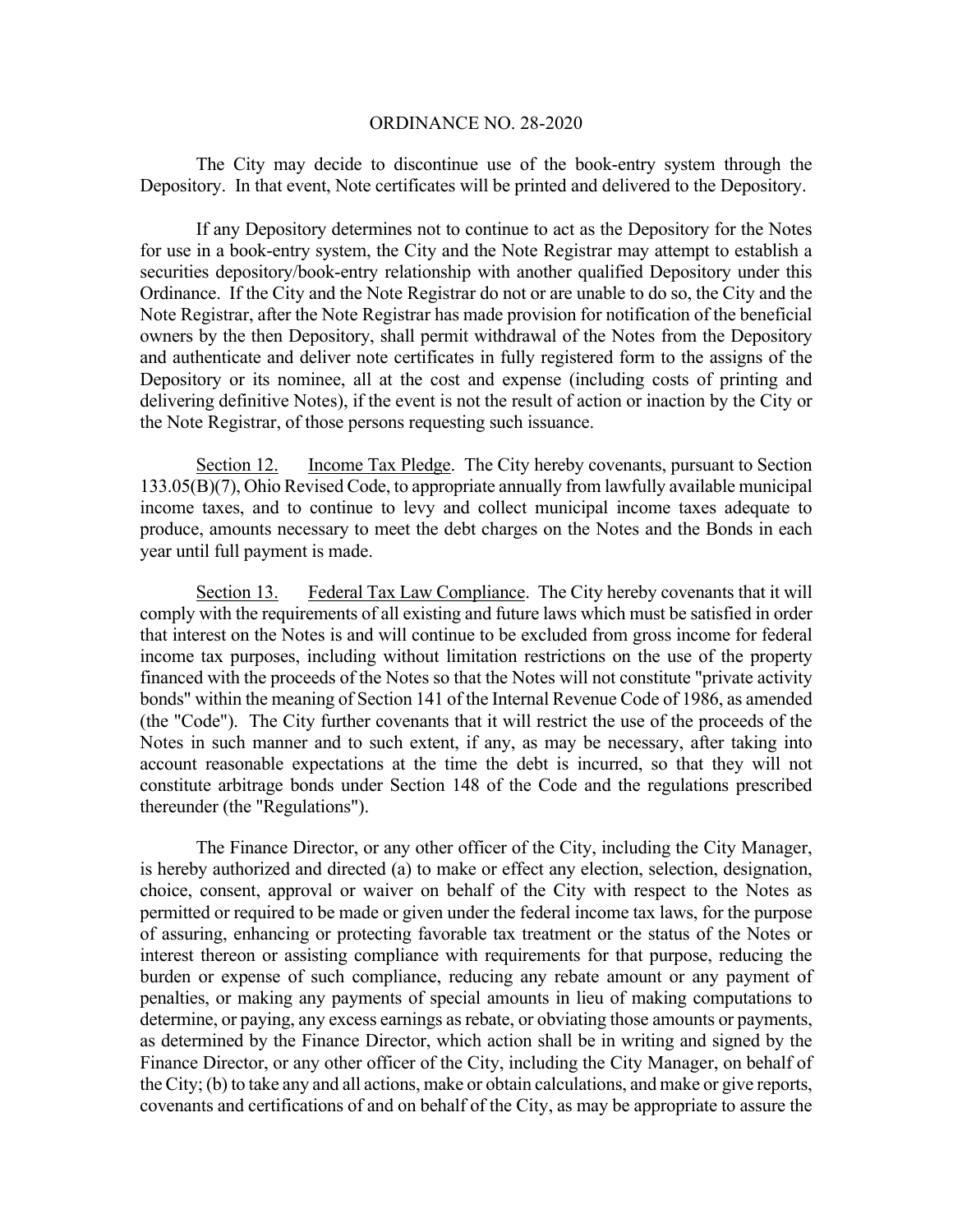ORDINANCE NO. 28-2020

The City may decide to discontinue use of the book-entry system through the Depository. In that event, Note certificates will be printed and delivered to the Depository.

If any Depository determines not to continue to act as the Depository for the Notes for use in a book-entry system, the City and the Note Registrar may attempt to establish a securities depository/book-entry relationship with another qualified Depository under this Ordinance. If the City and the Note Registrar do not or are unable to do so, the City and the Note Registrar, after the Note Registrar has made provision for notification of the beneficial owners by the then Depository, shall permit withdrawal of the Notes from the Depository and authenticate and deliver note certificates in fully registered form to the assigns of the Depository or its nominee, all at the cost and expense (including costs of printing and delivering definitive Notes), if the event is not the result of action or inaction by the City or the Note Registrar, of those persons requesting such issuance.

Section 12. Income Tax Pledge. The City hereby covenants, pursuant to Section 133.05(B)(7), Ohio Revised Code, to appropriate annually from lawfully available municipal income taxes, and to continue to levy and collect municipal income taxes adequate to produce, amounts necessary to meet the debt charges on the Notes and the Bonds in each year until full payment is made.

Section 13. Federal Tax Law Compliance. The City hereby covenants that it will comply with the requirements of all existing and future laws which must be satisfied in order that interest on the Notes is and will continue to be excluded from gross income for federal income tax purposes, including without limitation restrictions on the use of the property financed with the proceeds of the Notes so that the Notes will not constitute "private activity bonds" within the meaning of Section 141 of the Internal Revenue Code of 1986, as amended (the "Code"). The City further covenants that it will restrict the use of the proceeds of the Notes in such manner and to such extent, if any, as may be necessary, after taking into account reasonable expectations at the time the debt is incurred, so that they will not constitute arbitrage bonds under Section 148 of the Code and the regulations prescribed thereunder (the "Regulations").

The Finance Director, or any other officer of the City, including the City Manager, is hereby authorized and directed (a) to make or effect any election, selection, designation, choice, consent, approval or waiver on behalf of the City with respect to the Notes as permitted or required to be made or given under the federal income tax laws, for the purpose of assuring, enhancing or protecting favorable tax treatment or the status of the Notes or interest thereon or assisting compliance with requirements for that purpose, reducing the burden or expense of such compliance, reducing any rebate amount or any payment of penalties, or making any payments of special amounts in lieu of making computations to determine, or paying, any excess earnings as rebate, or obviating those amounts or payments, as determined by the Finance Director, which action shall be in writing and signed by the Finance Director, or any other officer of the City, including the City Manager, on behalf of the City; (b) to take any and all actions, make or obtain calculations, and make or give reports, covenants and certifications of and on behalf of the City, as may be appropriate to assure the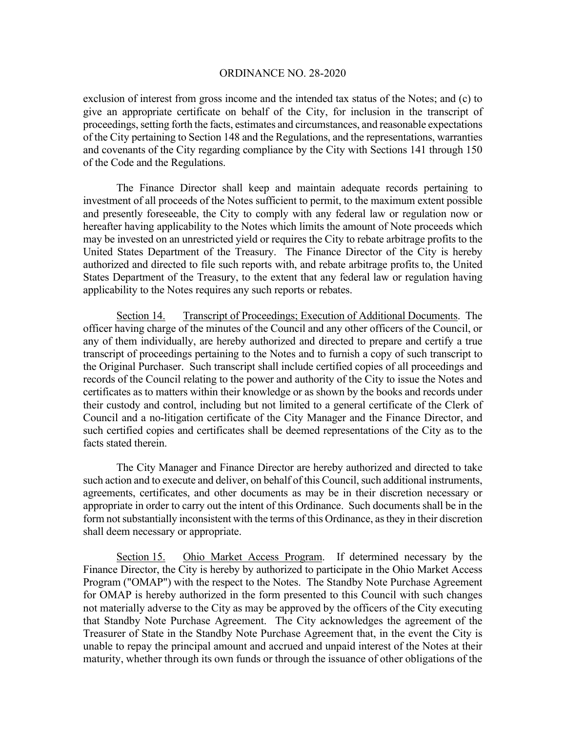exclusion of interest from gross income and the intended tax status of the Notes; and (c) to give an appropriate certificate on behalf of the City, for inclusion in the transcript of proceedings, setting forth the facts, estimates and circumstances, and reasonable expectations of the City pertaining to Section 148 and the Regulations, and the representations, warranties and covenants of the City regarding compliance by the City with Sections 141 through 150 of the Code and the Regulations.

The Finance Director shall keep and maintain adequate records pertaining to investment of all proceeds of the Notes sufficient to permit, to the maximum extent possible and presently foreseeable, the City to comply with any federal law or regulation now or hereafter having applicability to the Notes which limits the amount of Note proceeds which may be invested on an unrestricted yield or requires the City to rebate arbitrage profits to the United States Department of the Treasury. The Finance Director of the City is hereby authorized and directed to file such reports with, and rebate arbitrage profits to, the United States Department of the Treasury, to the extent that any federal law or regulation having applicability to the Notes requires any such reports or rebates.

Section 14. Transcript of Proceedings; Execution of Additional Documents. The officer having charge of the minutes of the Council and any other officers of the Council, or any of them individually, are hereby authorized and directed to prepare and certify a true transcript of proceedings pertaining to the Notes and to furnish a copy of such transcript to the Original Purchaser. Such transcript shall include certified copies of all proceedings and records of the Council relating to the power and authority of the City to issue the Notes and certificates as to matters within their knowledge or as shown by the books and records under their custody and control, including but not limited to a general certificate of the Clerk of Council and a no-litigation certificate of the City Manager and the Finance Director, and such certified copies and certificates shall be deemed representations of the City as to the facts stated therein.

The City Manager and Finance Director are hereby authorized and directed to take such action and to execute and deliver, on behalf of this Council, such additional instruments, agreements, certificates, and other documents as may be in their discretion necessary or appropriate in order to carry out the intent of this Ordinance. Such documents shall be in the form not substantially inconsistent with the terms of this Ordinance, as they in their discretion shall deem necessary or appropriate.

Section 15. Ohio Market Access Program. If determined necessary by the Finance Director, the City is hereby by authorized to participate in the Ohio Market Access Program ("OMAP") with the respect to the Notes. The Standby Note Purchase Agreement for OMAP is hereby authorized in the form presented to this Council with such changes not materially adverse to the City as may be approved by the officers of the City executing that Standby Note Purchase Agreement. The City acknowledges the agreement of the Treasurer of State in the Standby Note Purchase Agreement that, in the event the City is unable to repay the principal amount and accrued and unpaid interest of the Notes at their maturity, whether through its own funds or through the issuance of other obligations of the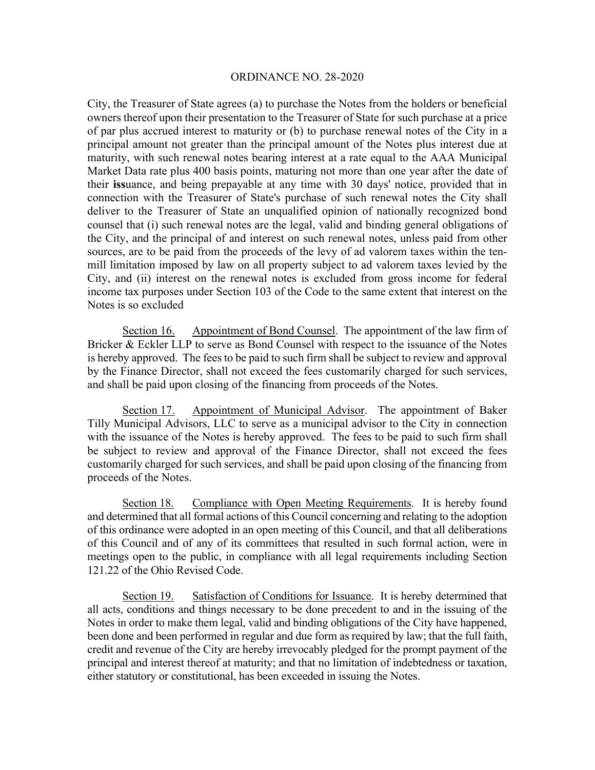City, the Treasurer of State agrees (a) to purchase the Notes from the holders or beneficial owners thereof upon their presentation to the Treasurer of State for such purchase at a price of par plus accrued interest to maturity or (b) to purchase renewal notes of the City in a principal amount not greater than the principal amount of the Notes plus interest due at maturity, with such renewal notes bearing interest at a rate equal to the AAA Municipal Market Data rate plus 400 basis points, maturing not more than one year after the date of their issuance, and being prepayable at any time with 30 days' notice, provided that in connection with the Treasurer of State's purchase of such renewal notes the City shall deliver to the Treasurer of State an unqualified opinion of nationally recognized bond counsel that (i) such renewal notes are the legal, valid and binding general obligations of the City, and the principal of and interest on such renewal notes, unless paid from other sources, are to be paid from the proceeds of the levy of ad valorem taxes within the ten-mill limitation imposed by law on all property subject to ad valorem taxes levied by the City, and (ii) interest on the renewal notes is excluded from gross income for federal income tax purposes under Section 103 of the Code to the same extent that interest on the Notes is so excluded

Section 16. Appointment of Bond Counsel. The appointment of the law firm of Bricker & Eckler LLP to serve as Bond Counsel with respect to the issuance of the Notes is hereby approved. The fees to be paid to such firm shall be subject to review and approval by the Finance Director, shall not exceed the fees customarily charged for such services, and shall be paid upon closing of the financing from proceeds of the Notes.

Section 17. Appointment of Municipal Advisor. The appointment of Baker Tilly Municipal Advisors, LLC to serve as a municipal advisor to the City in connection with the issuance of the Notes is hereby approved. The fees to be paid to such firm shall be subject to review and approval of the Finance Director, shall not exceed the fees customarily charged for such services, and shall be paid upon closing of the financing from proceeds of the Notes.

Section 18. Compliance with Open Meeting Requirements. It is hereby found and determined that all formal actions of this Council concerning and relating to the adoption of this ordinance were adopted in an open meeting of this Council, and that all deliberations of this Council and of any of its committees that resulted in such formal action, were in meetings open to the public, in compliance with all legal requirements including Section 121.22 of the Ohio Revised Code.

Section 19. Satisfaction of Conditions for Issuance. It is hereby determined that all acts, conditions and things necessary to be done precedent to and in the issuing of the Notes in order to make them legal, valid and binding obligations of the City have happened, been done and been performed in regular and due form as required by law; that the full faith, credit and revenue of the City are hereby irrevocably pledged for the prompt payment of the principal and interest thereof at maturity; and that no limitation of indebtedness or taxation, either statutory or constitutional, has been exceeded in issuing the Notes.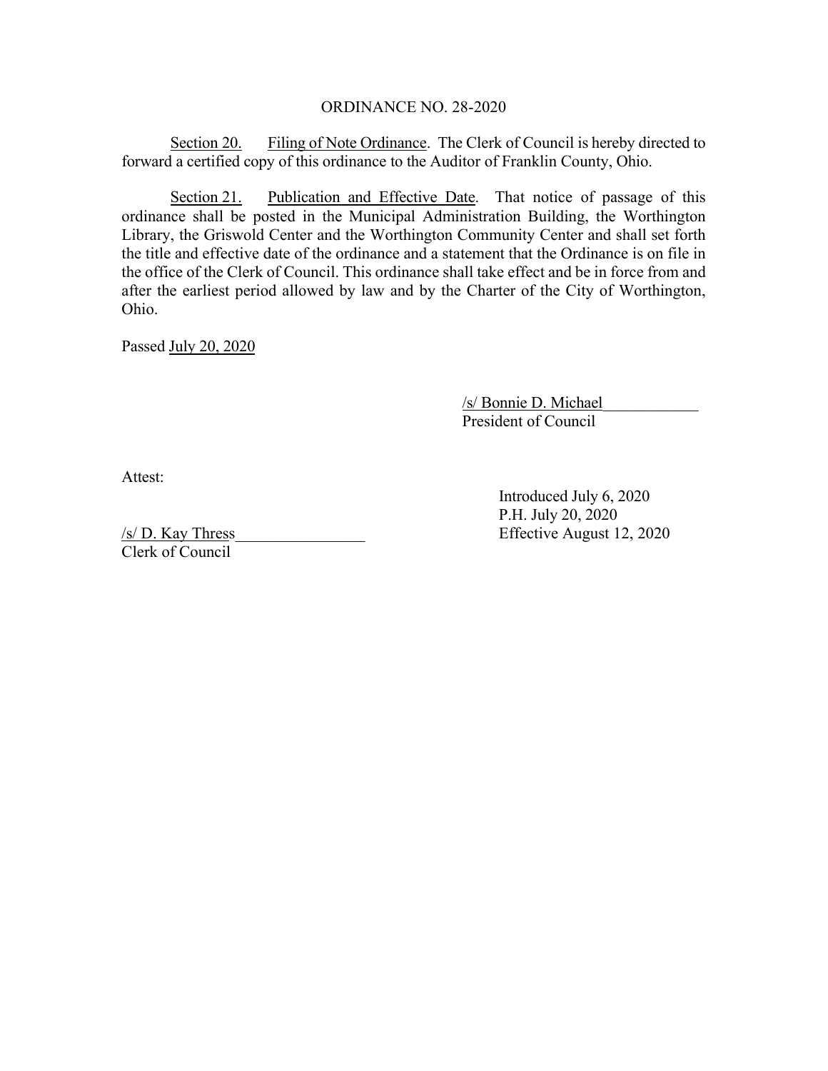ORDINANCE NO. 28-2020

Section 20. Filing of Note Ordinance. The Clerk of Council is hereby directed to forward a certified copy of this ordinance to the Auditor of Franklin County, Ohio.

Section 21. Publication and Effective Date. That notice of passage of this ordinance shall be posted in the Municipal Administration Building, the Worthington Library, the Griswold Center and the Worthington Community Center and shall set forth the title and effective date of the ordinance and a statement that the Ordinance is on file in the office of the Clerk of Council. This ordinance shall take effect and be in force from and after the earliest period allowed by law and by the Charter of the City of Worthington, Ohio.

Passed July 20, 2020

/s/ Bonnie D. Michael____________
President of Council

Attest:

/s/ D. Kay Thress________________
Clerk of Council

Introduced July 6, 2020
P.H. July 20, 2020
Effective August 12, 2020